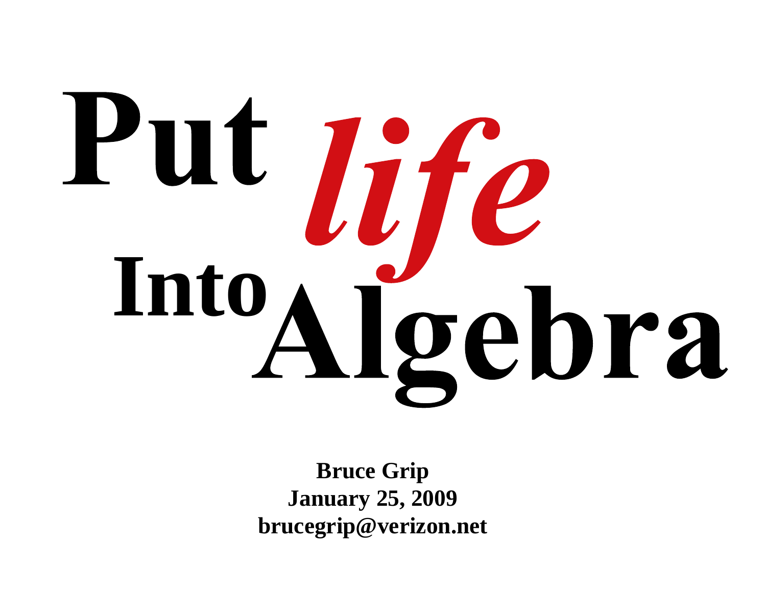# Put *life* Into Algebra

**Bruce Grip**
**January 25, 2009**
**brucegrip@verizon.net**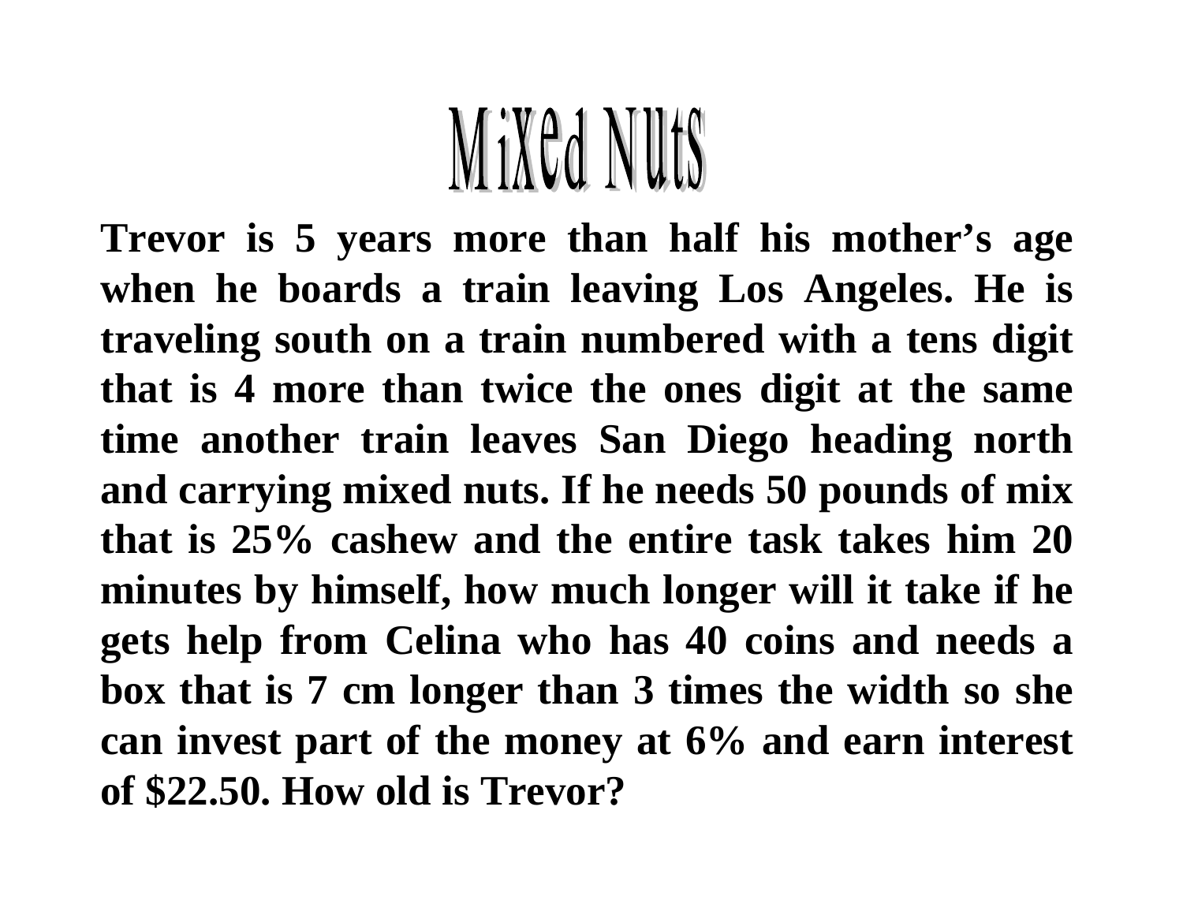# MiXed Nuts

**Trevor is 5 years more than half his mother's age when he boards a train leaving Los Angeles. He is traveling south on a train numbered with a tens digit that is 4 more than twice the ones digit at the same time another train leaves San Diego heading north and carrying mixed nuts. If he needs 50 pounds of mix that is 25% cashew and the entire task takes him 20 minutes by himself, how much longer will it take if he gets help from Celina who has 40 coins and needs a box that is 7 cm longer than 3 times the width so she can invest part of the money at 6% and earn interest of $22.50. How old is Trevor?**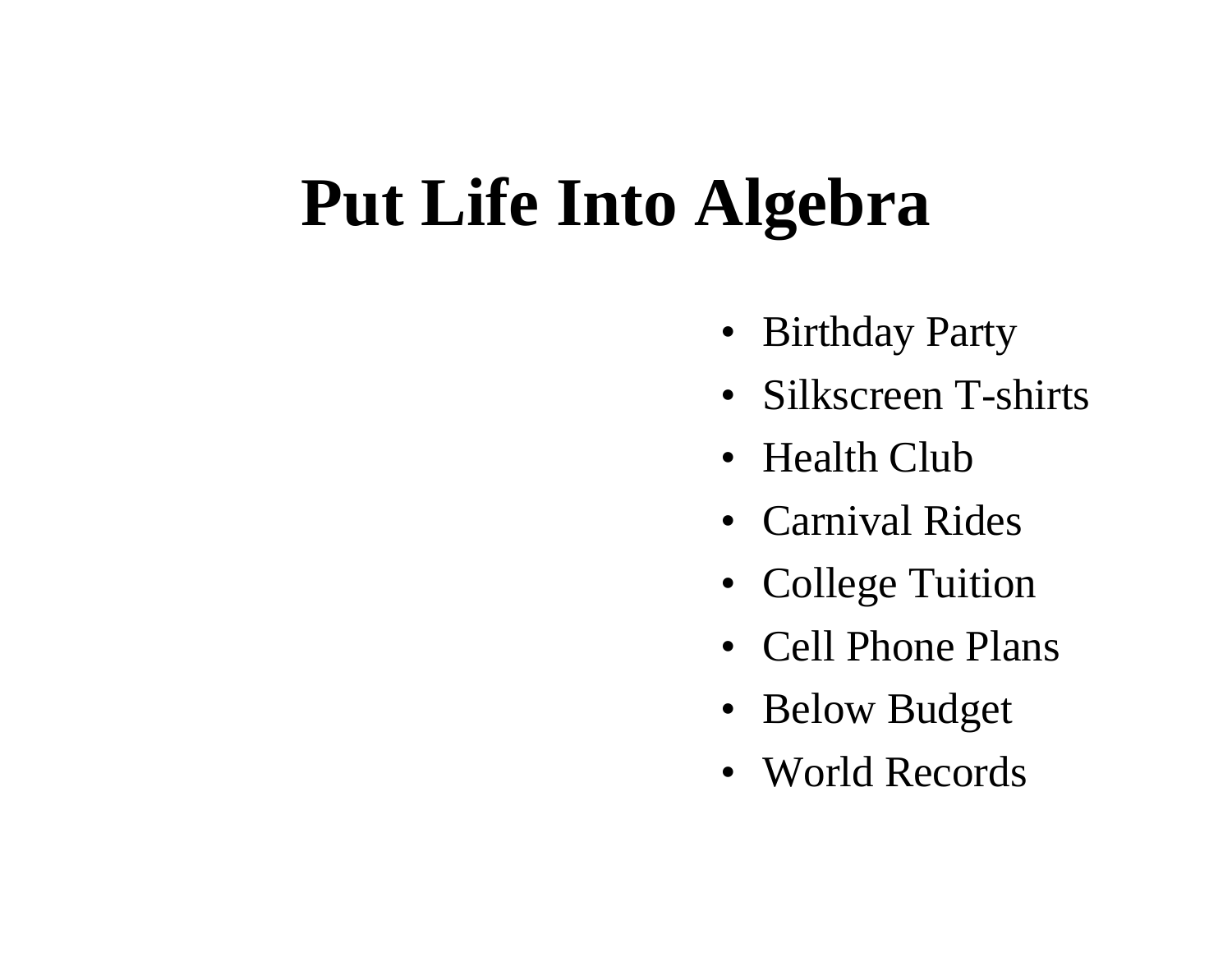# Put Life Into Algebra

- Birthday Party
- Silkscreen T-shirts
- Health Club
- Carnival Rides
- College Tuition
- Cell Phone Plans
- Below Budget
- World Records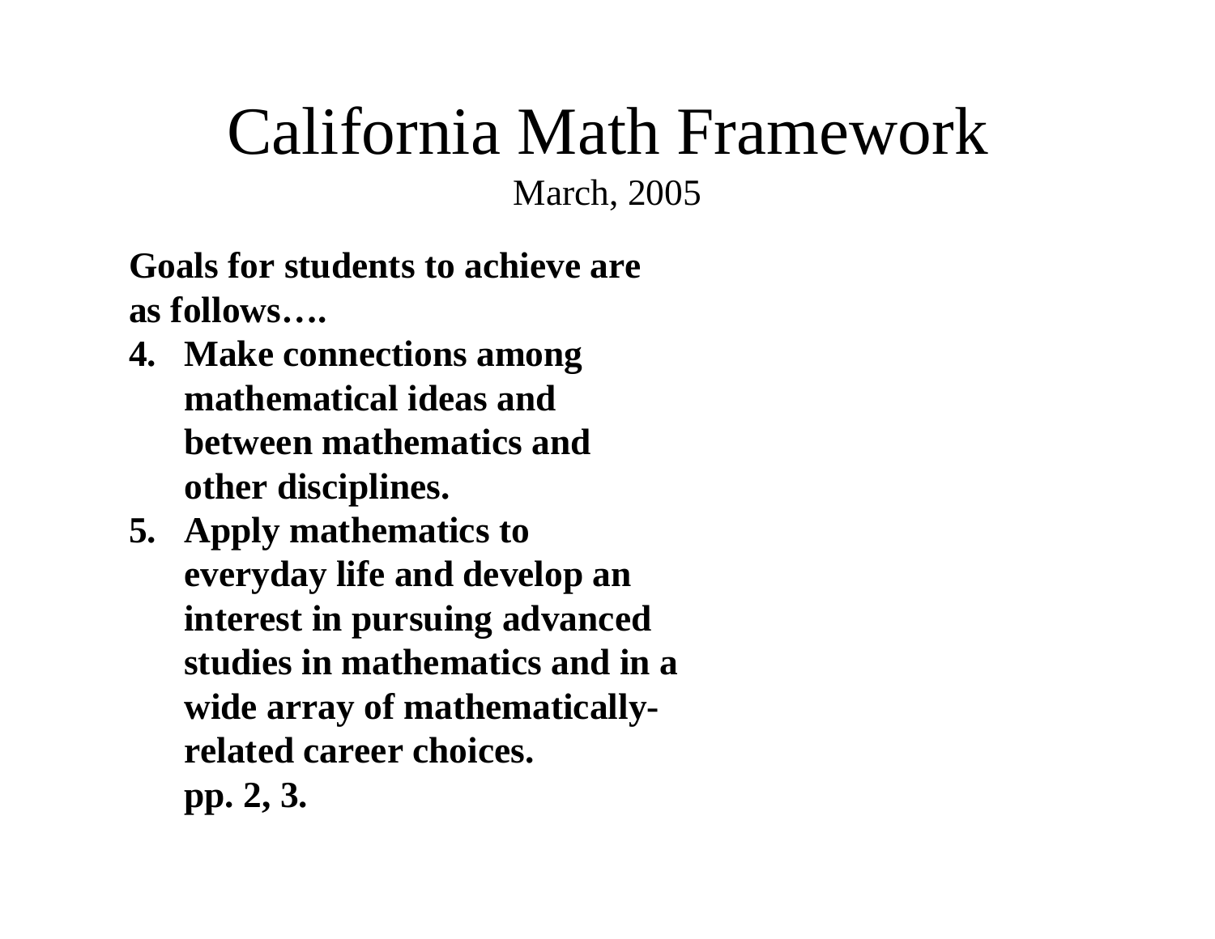# California Math Framework

March, 2005

**Goals for students to achieve are as follows….**

4. **Make connections among mathematical ideas and between mathematics and other disciplines.**
5. **Apply mathematics to everyday life and develop an interest in pursuing advanced studies in mathematics and in a wide array of mathematically-related career choices.**

   **pp. 2, 3.**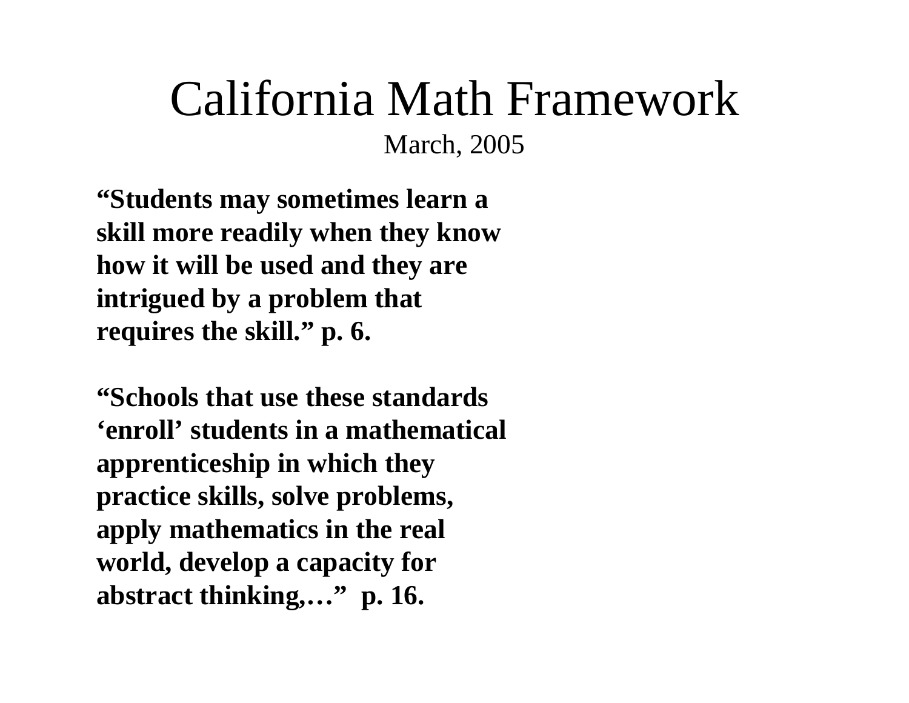# California Math Framework

March, 2005

**“Students may sometimes learn a skill more readily when they know how it will be used and they are intrigued by a problem that requires the skill.” p. 6.**

**“Schools that use these standards ‘enroll’ students in a mathematical apprenticeship in which they practice skills, solve problems, apply mathematics in the real world, develop a capacity for abstract thinking,…” p. 16.**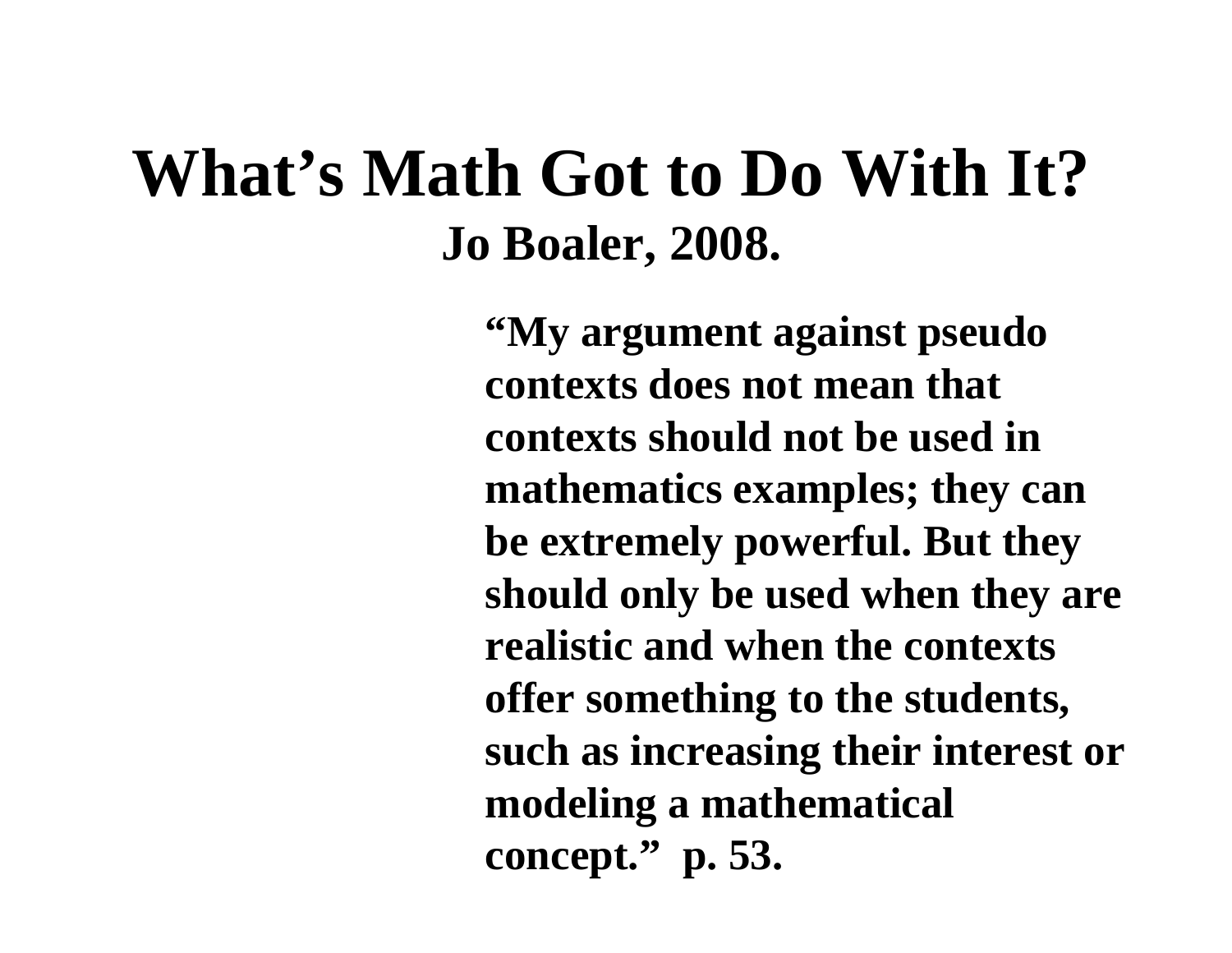# What's Math Got to Do With It?

## Jo Boaler, 2008.

**"My argument against pseudo contexts does not mean that contexts should not be used in mathematics examples; they can be extremely powerful. But they should only be used when they are realistic and when the contexts offer something to the students, such as increasing their interest or modeling a mathematical concept." p. 53.**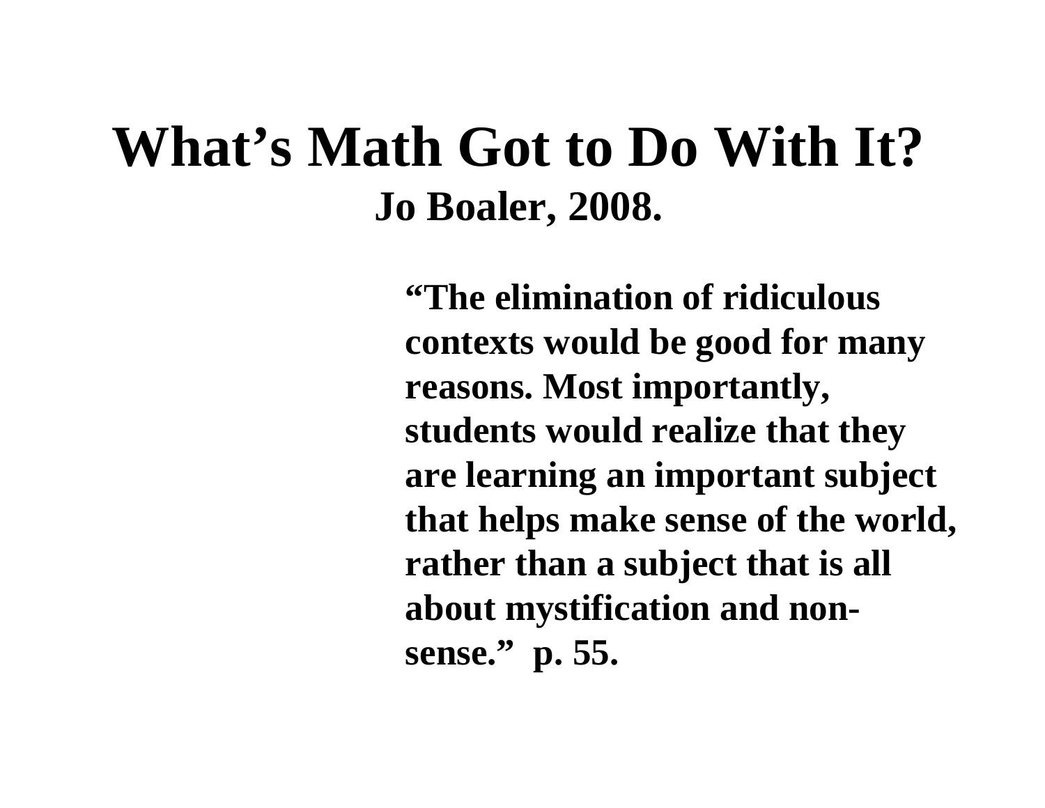# What's Math Got to Do With It?

## Jo Boaler, 2008.

**"The elimination of ridiculous contexts would be good for many reasons. Most importantly, students would realize that they are learning an important subject that helps make sense of the world, rather than a subject that is all about mystification and non-sense." p. 55.**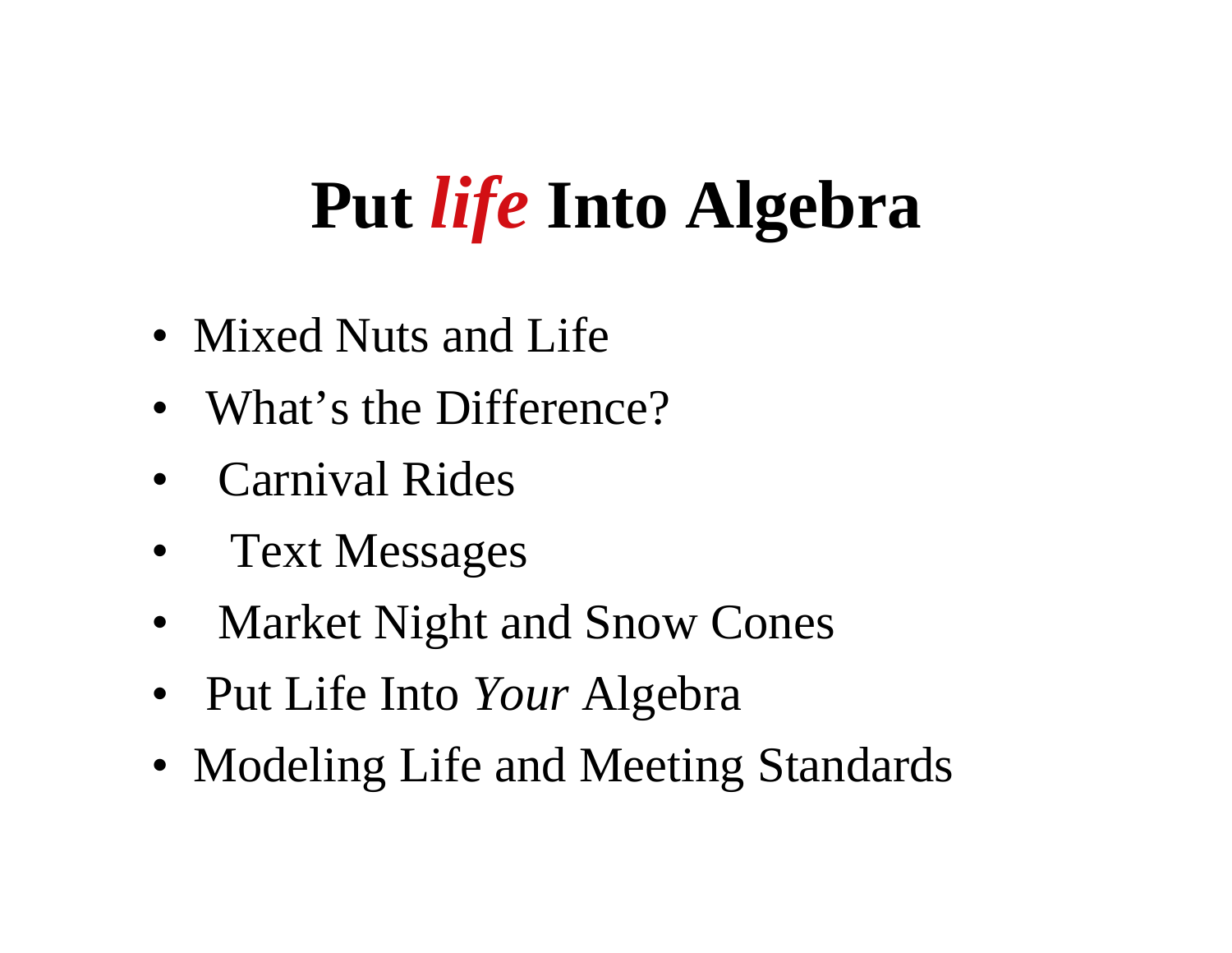# Put *life* Into Algebra

- Mixed Nuts and Life
- What's the Difference?
- Carnival Rides
- Text Messages
- Market Night and Snow Cones
- Put Life Into *Your* Algebra
- Modeling Life and Meeting Standards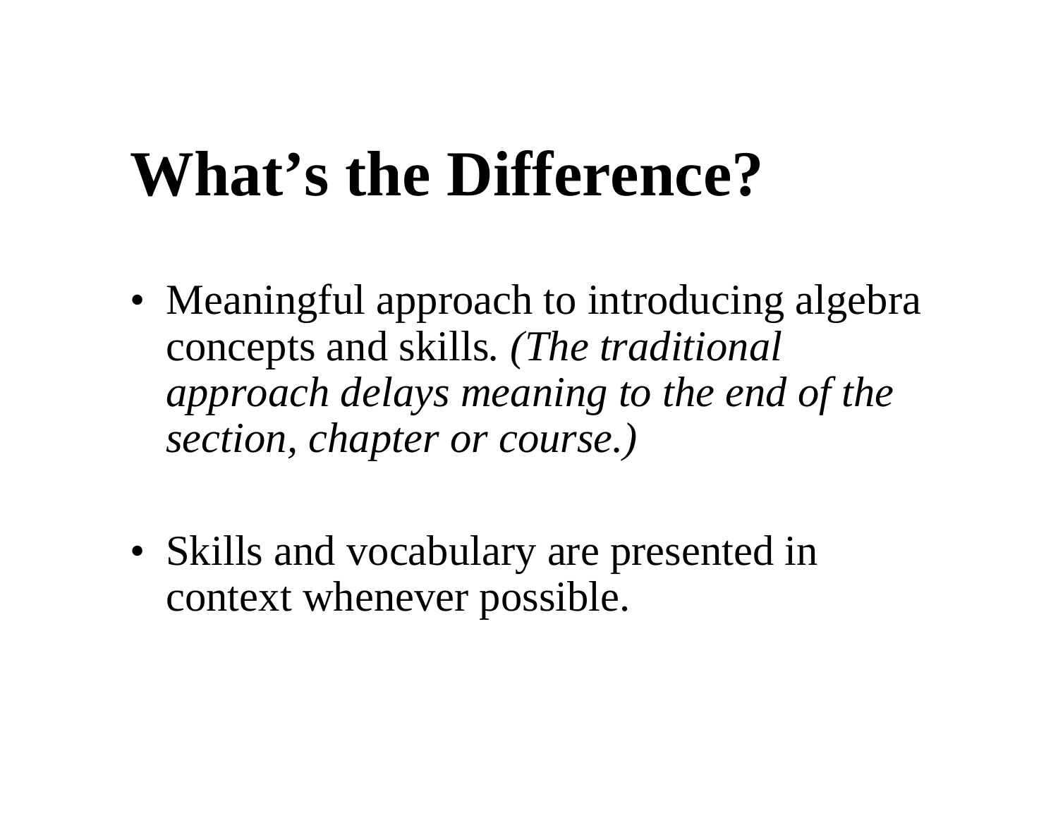# What’s the Difference?

- Meaningful approach to introducing algebra concepts and skills. *(The traditional approach delays meaning to the end of the section, chapter or course.)*

- Skills and vocabulary are presented in context whenever possible.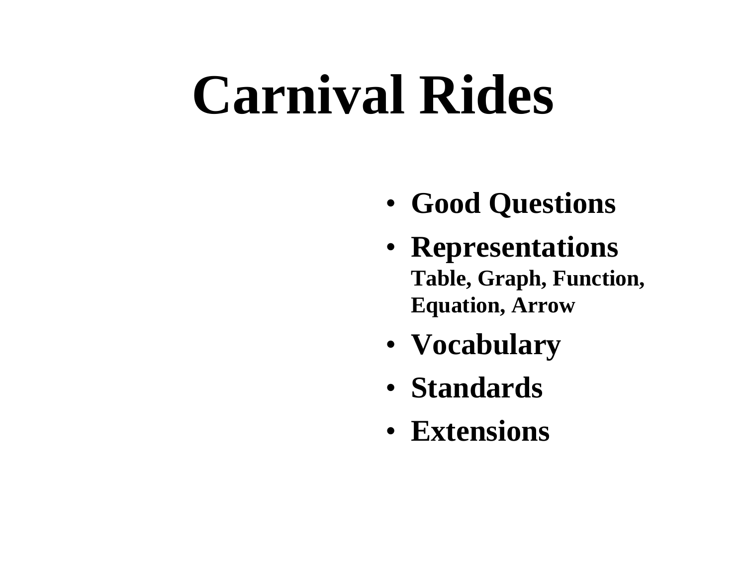# Carnival Rides

- **Good Questions**
- **Representations**
  **Table, Graph, Function, Equation, Arrow**
- **Vocabulary**
- **Standards**
- **Extensions**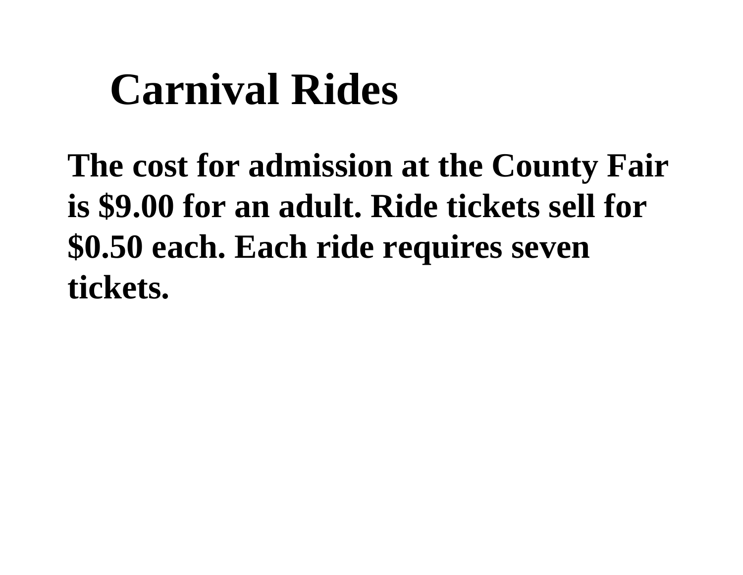# Carnival Rides

**The cost for admission at the County Fair is $9.00 for an adult. Ride tickets sell for $0.50 each. Each ride requires seven tickets.**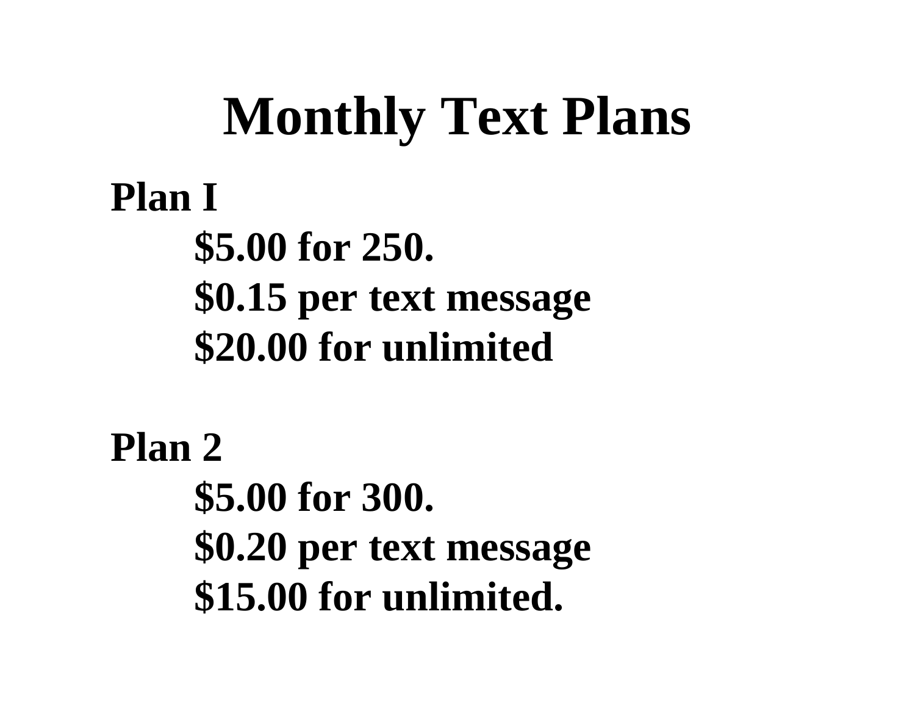# Monthly Text Plans

**Plan I**

- **$5.00 for 250.**
- **$0.15 per text message**
- **$20.00 for unlimited**

**Plan 2**

- **$5.00 for 300.**
- **$0.20 per text message**
- **$15.00 for unlimited.**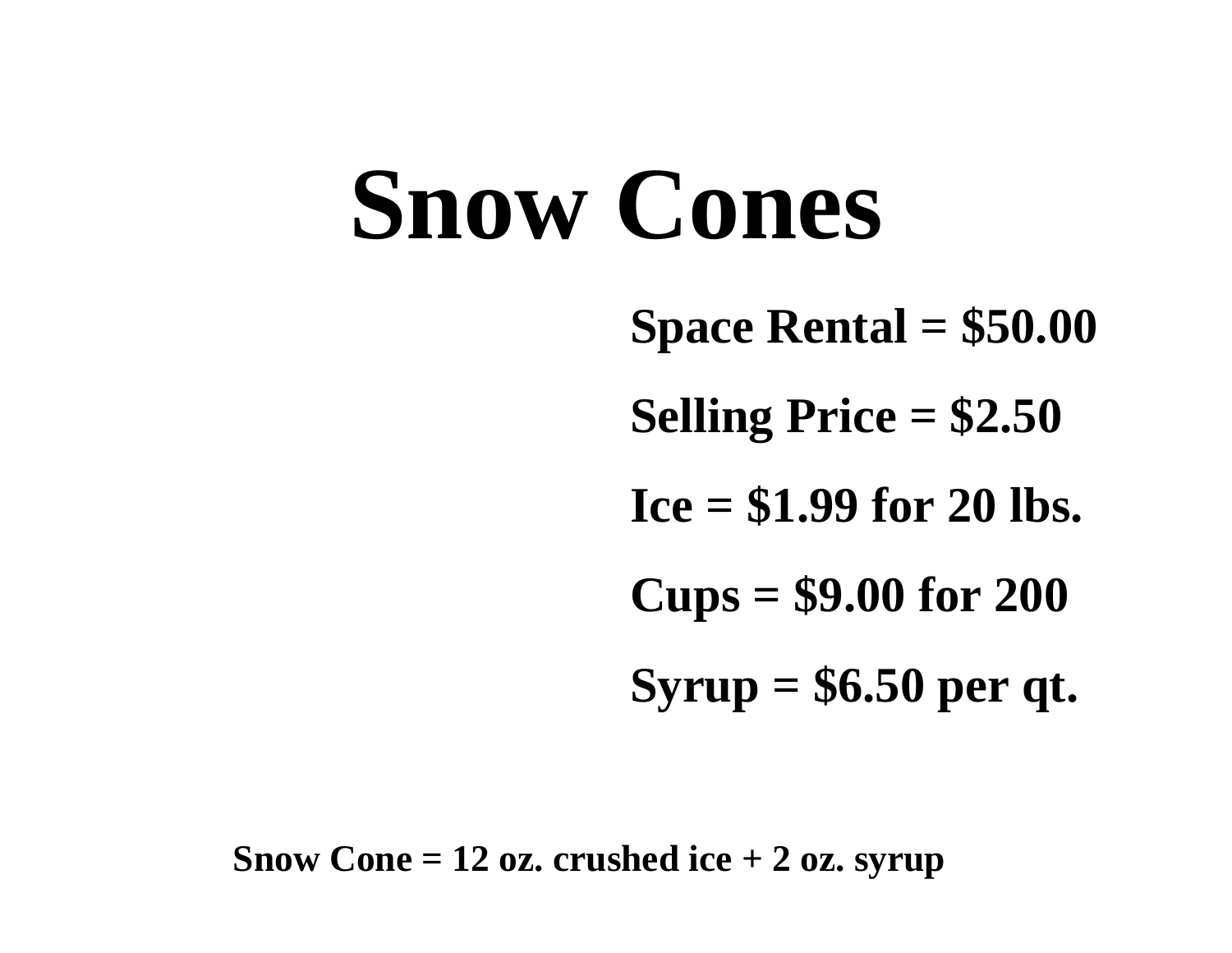# Snow Cones

**Space Rental = $50.00**

**Selling Price = $2.50**

**Ice = $1.99 for 20 lbs.**

**Cups = $9.00 for 200**

**Syrup = $6.50 per qt.**

**Snow Cone = 12 oz. crushed ice + 2 oz. syrup**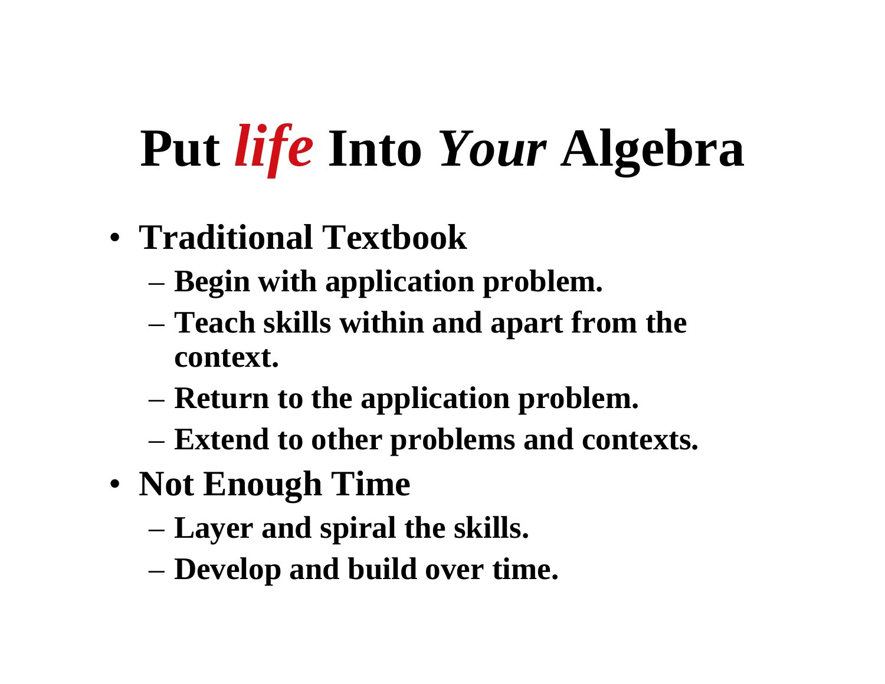# Put *life* Into *Your* Algebra

- **Traditional Textbook**
  - **Begin with application problem.**
  - **Teach skills within and apart from the context.**
  - **Return to the application problem.**
  - **Extend to other problems and contexts.**
- **Not Enough Time**
  - **Layer and spiral the skills.**
  - **Develop and build over time.**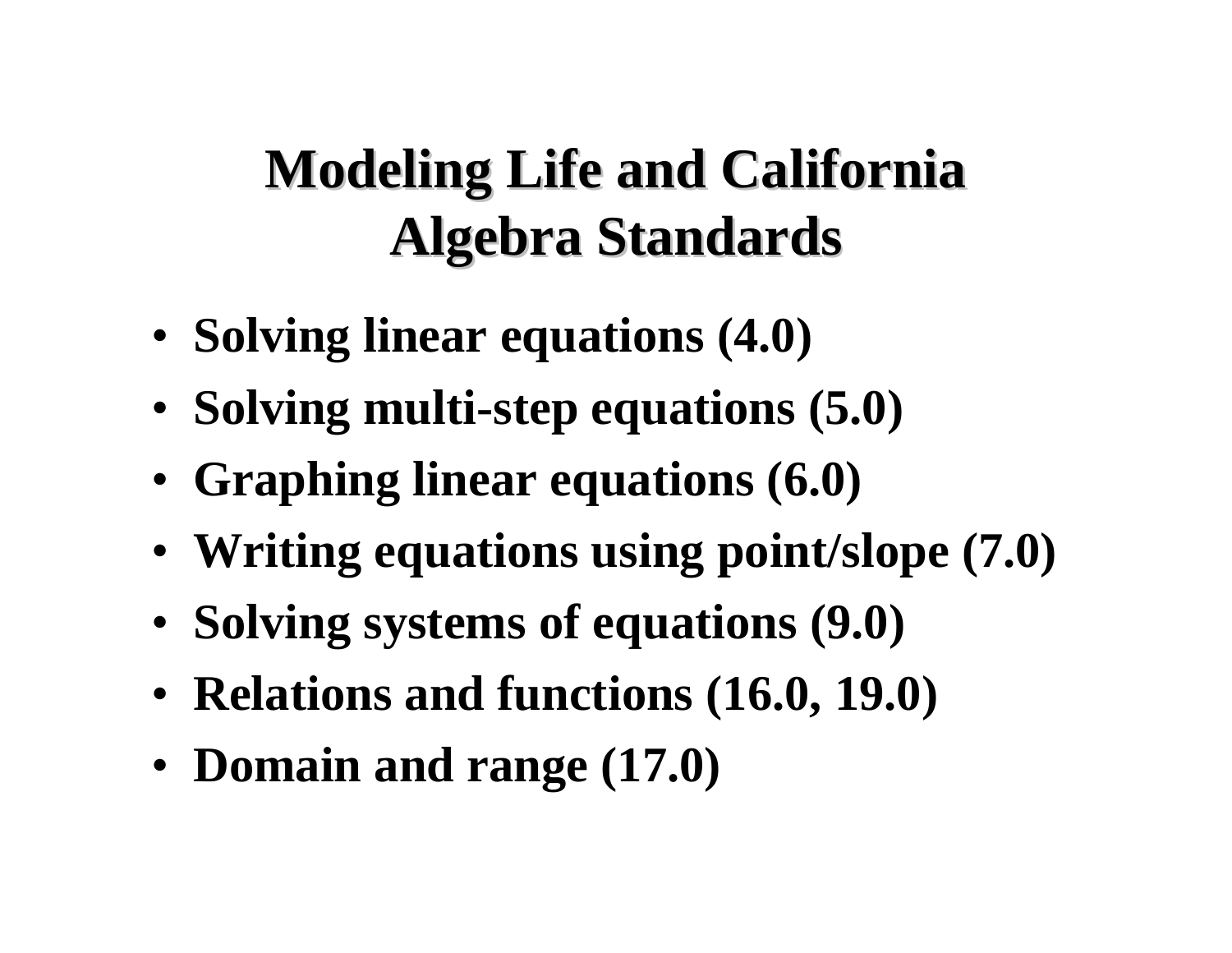# Modeling Life and California Algebra Standards

- **Solving linear equations (4.0)**
- **Solving multi-step equations (5.0)**
- **Graphing linear equations (6.0)**
- **Writing equations using point/slope (7.0)**
- **Solving systems of equations (9.0)**
- **Relations and functions (16.0, 19.0)**
- **Domain and range (17.0)**